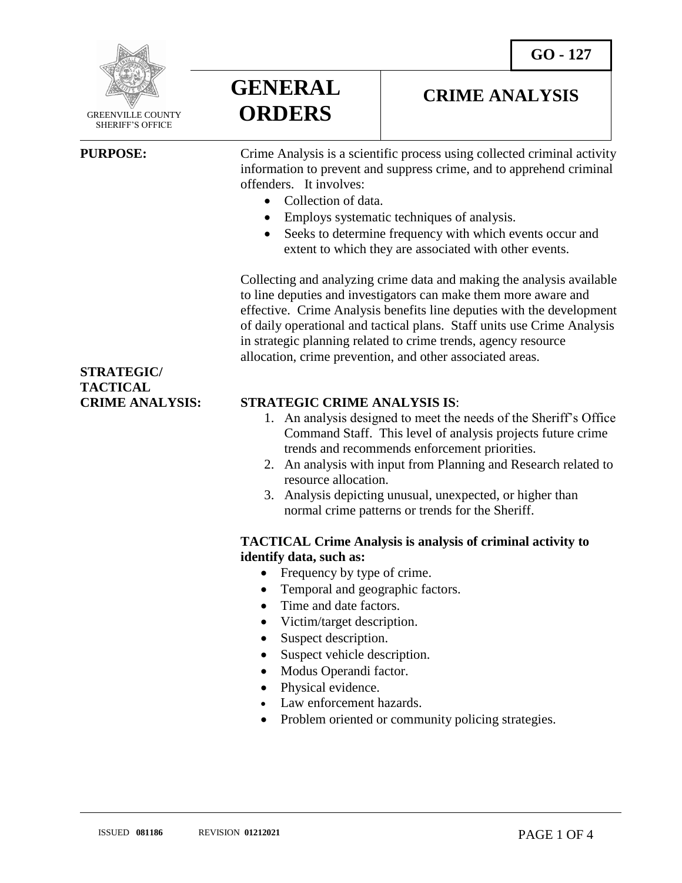GO - 127

GREENVILLE COUNTY SHERIFF'S OFFICE

# GENERAL ORDERS

# CRIME ANALYSIS

**PURPOSE:**

Crime Analysis is a scientific process using collected criminal activity information to prevent and suppress crime, and to apprehend criminal offenders. It involves:

- Collection of data.
- Employs systematic techniques of analysis.
- Seeks to determine frequency with which events occur and extent to which they are associated with other events.

Collecting and analyzing crime data and making the analysis available to line deputies and investigators can make them more aware and effective. Crime Analysis benefits line deputies with the development of daily operational and tactical plans. Staff units use Crime Analysis in strategic planning related to crime trends, agency resource allocation, crime prevention, and other associated areas.

**STRATEGIC/ TACTICAL CRIME ANALYSIS:**

**STRATEGIC CRIME ANALYSIS IS**:

1. An analysis designed to meet the needs of the Sheriff's Office Command Staff. This level of analysis projects future crime trends and recommends enforcement priorities.
2. An analysis with input from Planning and Research related to resource allocation.
3. Analysis depicting unusual, unexpected, or higher than normal crime patterns or trends for the Sheriff.

**TACTICAL Crime Analysis is analysis of criminal activity to identify data, such as:**

- Frequency by type of crime.
- Temporal and geographic factors.
- Time and date factors.
- Victim/target description.
- Suspect description.
- Suspect vehicle description.
- Modus Operandi factor.
- Physical evidence.
- Law enforcement hazards.
- Problem oriented or community policing strategies.

ISSUED **081186** REVISION **01212021**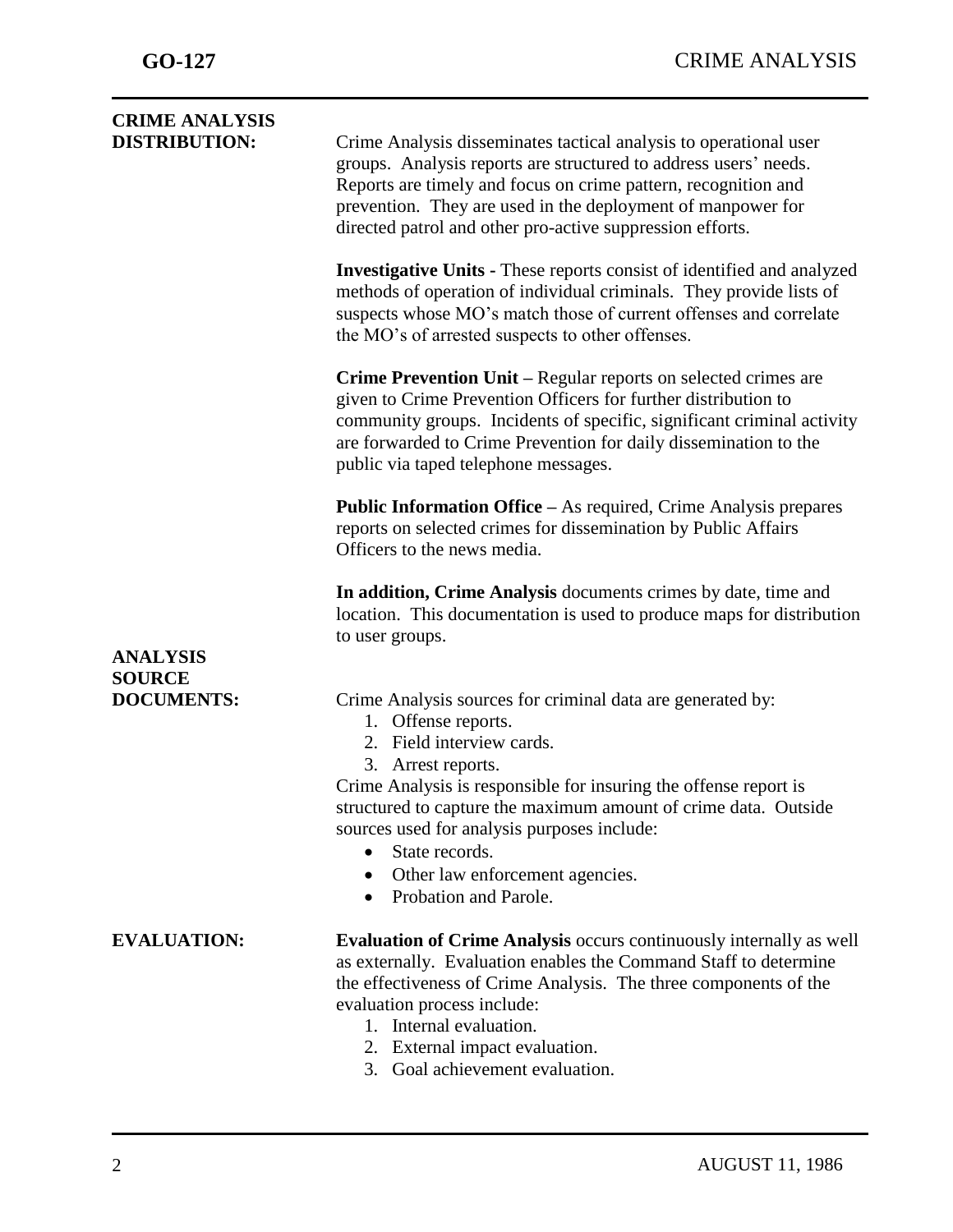## CRIME ANALYSIS DISTRIBUTION:

Crime Analysis disseminates tactical analysis to operational user groups. Analysis reports are structured to address users' needs. Reports are timely and focus on crime pattern, recognition and prevention. They are used in the deployment of manpower for directed patrol and other pro-active suppression efforts.

**Investigative Units -** These reports consist of identified and analyzed methods of operation of individual criminals. They provide lists of suspects whose MO's match those of current offenses and correlate the MO's of arrested suspects to other offenses.

**Crime Prevention Unit –** Regular reports on selected crimes are given to Crime Prevention Officers for further distribution to community groups. Incidents of specific, significant criminal activity are forwarded to Crime Prevention for daily dissemination to the public via taped telephone messages.

**Public Information Office –** As required, Crime Analysis prepares reports on selected crimes for dissemination by Public Affairs Officers to the news media.

**In addition, Crime Analysis** documents crimes by date, time and location. This documentation is used to produce maps for distribution to user groups.

## ANALYSIS SOURCE DOCUMENTS:

Crime Analysis sources for criminal data are generated by:

1. Offense reports.
2. Field interview cards.
3. Arrest reports.

Crime Analysis is responsible for insuring the offense report is structured to capture the maximum amount of crime data. Outside sources used for analysis purposes include:

- State records.
- Other law enforcement agencies.
- Probation and Parole.

## EVALUATION:

**Evaluation of Crime Analysis** occurs continuously internally as well as externally. Evaluation enables the Command Staff to determine the effectiveness of Crime Analysis. The three components of the evaluation process include:

1. Internal evaluation.
2. External impact evaluation.
3. Goal achievement evaluation.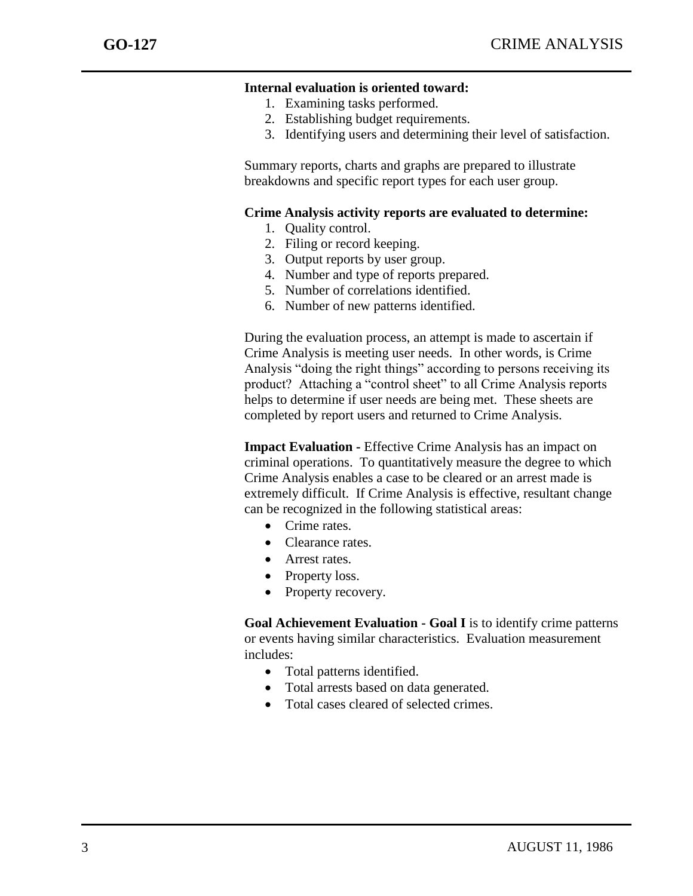**Internal evaluation is oriented toward:**

1. Examining tasks performed.
2. Establishing budget requirements.
3. Identifying users and determining their level of satisfaction.

Summary reports, charts and graphs are prepared to illustrate breakdowns and specific report types for each user group.

**Crime Analysis activity reports are evaluated to determine:**

1. Quality control.
2. Filing or record keeping.
3. Output reports by user group.
4. Number and type of reports prepared.
5. Number of correlations identified.
6. Number of new patterns identified.

During the evaluation process, an attempt is made to ascertain if Crime Analysis is meeting user needs. In other words, is Crime Analysis "doing the right things" according to persons receiving its product? Attaching a "control sheet" to all Crime Analysis reports helps to determine if user needs are being met. These sheets are completed by report users and returned to Crime Analysis.

**Impact Evaluation -** Effective Crime Analysis has an impact on criminal operations. To quantitatively measure the degree to which Crime Analysis enables a case to be cleared or an arrest made is extremely difficult. If Crime Analysis is effective, resultant change can be recognized in the following statistical areas:

- Crime rates.
- Clearance rates.
- Arrest rates.
- Property loss.
- Property recovery.

**Goal Achievement Evaluation - Goal I** is to identify crime patterns or events having similar characteristics. Evaluation measurement includes:

- Total patterns identified.
- Total arrests based on data generated.
- Total cases cleared of selected crimes.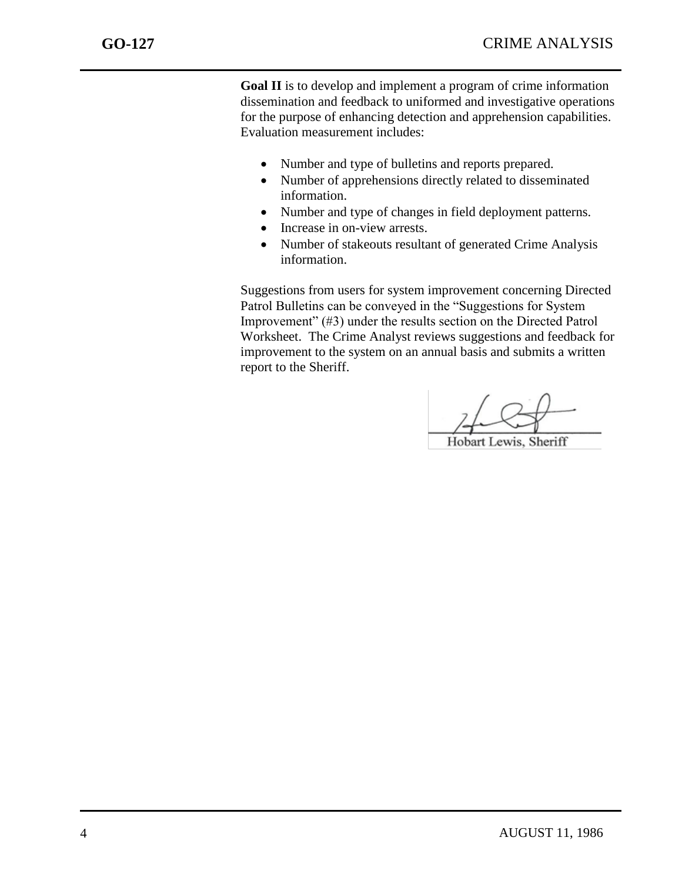**Goal II** is to develop and implement a program of crime information dissemination and feedback to uniformed and investigative operations for the purpose of enhancing detection and apprehension capabilities. Evaluation measurement includes:

- Number and type of bulletins and reports prepared.
- Number of apprehensions directly related to disseminated information.
- Number and type of changes in field deployment patterns.
- Increase in on-view arrests.
- Number of stakeouts resultant of generated Crime Analysis information.

Suggestions from users for system improvement concerning Directed Patrol Bulletins can be conveyed in the "Suggestions for System Improvement" (#3) under the results section on the Directed Patrol Worksheet. The Crime Analyst reviews suggestions and feedback for improvement to the system on an annual basis and submits a written report to the Sheriff.

Hobart Lewis, Sheriff